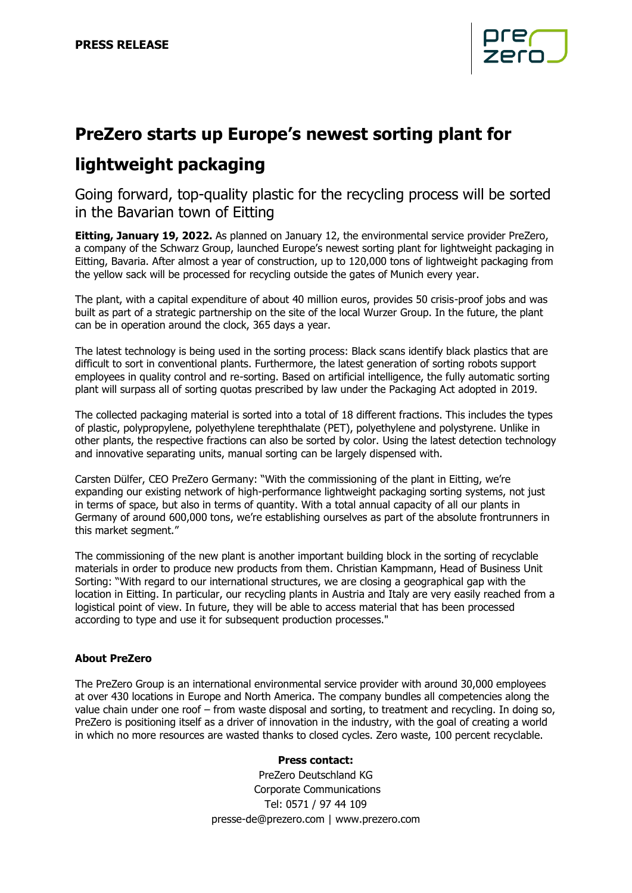**PRESS RELEASE**

# PreZero starts up Europe's newest sorting plant for lightweight packaging

## Going forward, top-quality plastic for the recycling process will be sorted in the Bavarian town of Eitting

**Eitting, January 19, 2022.** As planned on January 12, the environmental service provider PreZero, a company of the Schwarz Group, launched Europe's newest sorting plant for lightweight packaging in Eitting, Bavaria. After almost a year of construction, up to 120,000 tons of lightweight packaging from the yellow sack will be processed for recycling outside the gates of Munich every year.

The plant, with a capital expenditure of about 40 million euros, provides 50 crisis-proof jobs and was built as part of a strategic partnership on the site of the local Wurzer Group. In the future, the plant can be in operation around the clock, 365 days a year.

The latest technology is being used in the sorting process: Black scans identify black plastics that are difficult to sort in conventional plants. Furthermore, the latest generation of sorting robots support employees in quality control and re-sorting. Based on artificial intelligence, the fully automatic sorting plant will surpass all of sorting quotas prescribed by law under the Packaging Act adopted in 2019.

The collected packaging material is sorted into a total of 18 different fractions. This includes the types of plastic, polypropylene, polyethylene terephthalate (PET), polyethylene and polystyrene. Unlike in other plants, the respective fractions can also be sorted by color. Using the latest detection technology and innovative separating units, manual sorting can be largely dispensed with.

Carsten Dülfer, CEO PreZero Germany: "With the commissioning of the plant in Eitting, we're expanding our existing network of high-performance lightweight packaging sorting systems, not just in terms of space, but also in terms of quantity. With a total annual capacity of all our plants in Germany of around 600,000 tons, we're establishing ourselves as part of the absolute frontrunners in this market segment."

The commissioning of the new plant is another important building block in the sorting of recyclable materials in order to produce new products from them. Christian Kampmann, Head of Business Unit Sorting: "With regard to our international structures, we are closing a geographical gap with the location in Eitting. In particular, our recycling plants in Austria and Italy are very easily reached from a logistical point of view. In future, they will be able to access material that has been processed according to type and use it for subsequent production processes."

**About PreZero**

The PreZero Group is an international environmental service provider with around 30,000 employees at over 430 locations in Europe and North America. The company bundles all competencies along the value chain under one roof – from waste disposal and sorting, to treatment and recycling. In doing so, PreZero is positioning itself as a driver of innovation in the industry, with the goal of creating a world in which no more resources are wasted thanks to closed cycles. Zero waste, 100 percent recyclable.

**Press contact:**

PreZero Deutschland KG
Corporate Communications
Tel: 0571 / 97 44 109
presse-de@prezero.com | www.prezero.com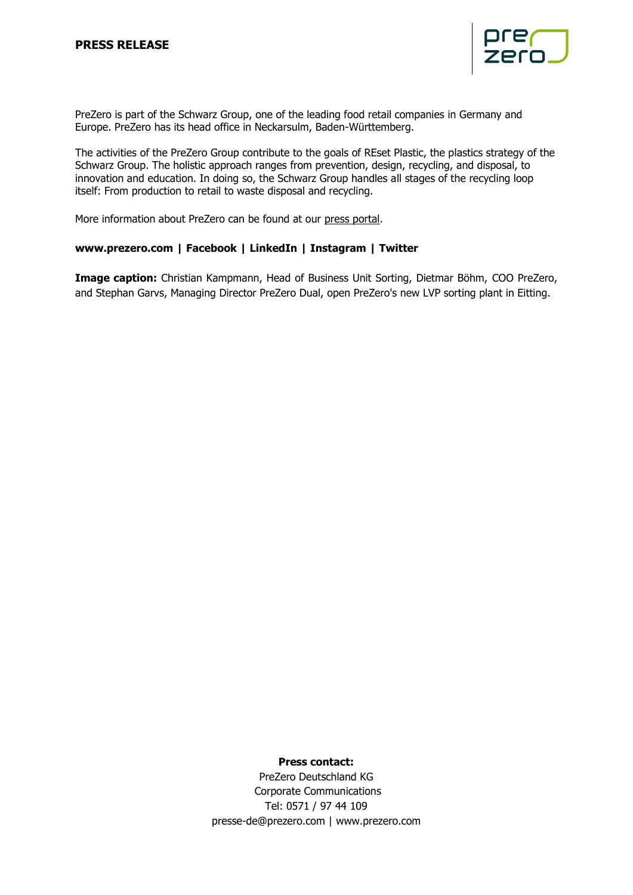PreZero is part of the Schwarz Group, one of the leading food retail companies in Germany and Europe. PreZero has its head office in Neckarsulm, Baden-Württemberg.

The activities of the PreZero Group contribute to the goals of REset Plastic, the plastics strategy of the Schwarz Group. The holistic approach ranges from prevention, design, recycling, and disposal, to innovation and education. In doing so, the Schwarz Group handles all stages of the recycling loop itself: From production to retail to waste disposal and recycling.

More information about PreZero can be found at our press portal.

**www.prezero.com | Facebook | LinkedIn | Instagram | Twitter**

**Image caption:** Christian Kampmann, Head of Business Unit Sorting, Dietmar Böhm, COO PreZero, and Stephan Garvs, Managing Director PreZero Dual, open PreZero's new LVP sorting plant in Eitting.

**Press contact:**
PreZero Deutschland KG
Corporate Communications
Tel: 0571 / 97 44 109
presse-de@prezero.com | www.prezero.com